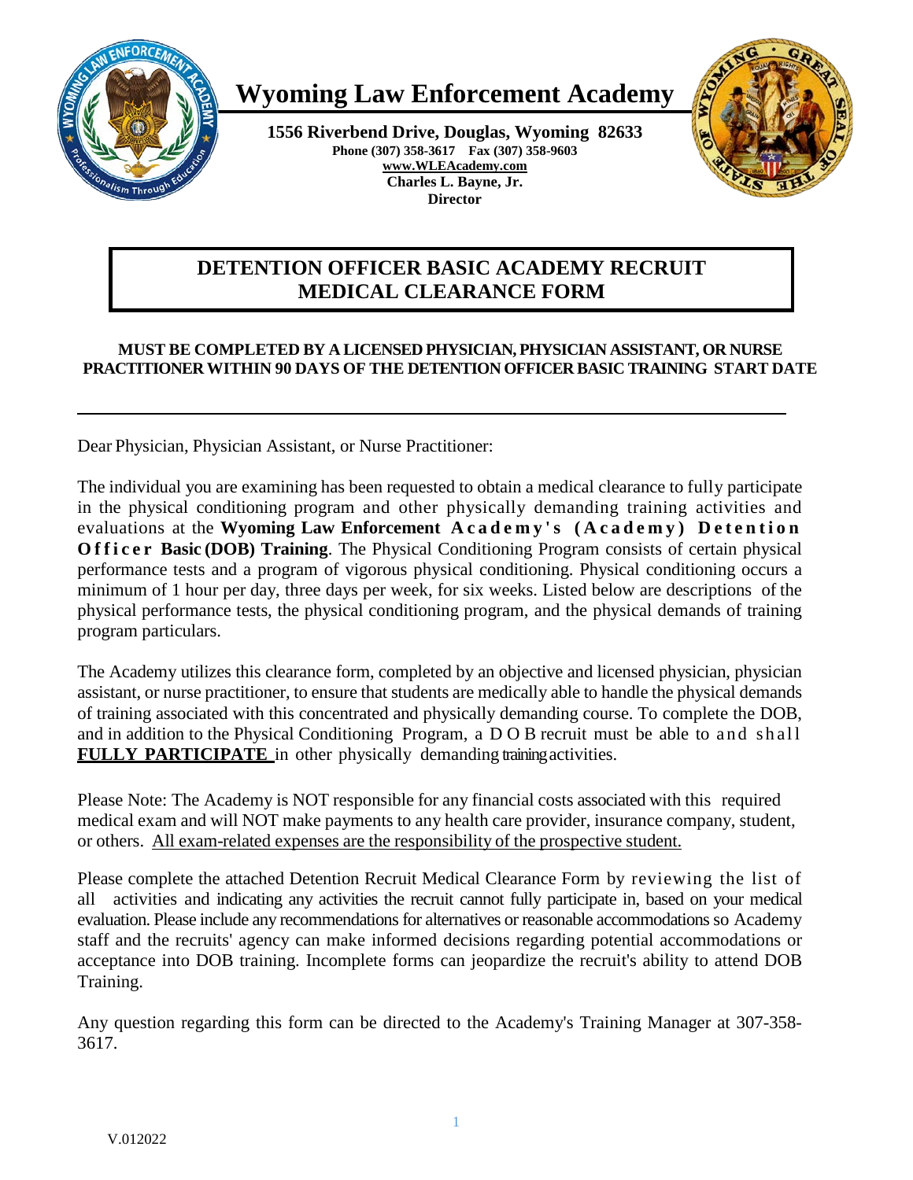# Wyoming Law Enforcement Academy

**1556 Riverbend Drive, Douglas, Wyoming 82633**
**Phone (307) 358-3617 Fax (307) 358-9603**
**www.WLEAcademy.com**
**Charles L. Bayne, Jr.**
**Director**

## DETENTION OFFICER BASIC ACADEMY RECRUIT MEDICAL CLEARANCE FORM

**MUST BE COMPLETED BY A LICENSED PHYSICIAN, PHYSICIAN ASSISTANT, OR NURSE PRACTITIONER WITHIN 90 DAYS OF THE DETENTION OFFICER BASIC TRAINING START DATE**

---

Dear Physician, Physician Assistant, or Nurse Practitioner:

The individual you are examining has been requested to obtain a medical clearance to fully participate in the physical conditioning program and other physically demanding training activities and evaluations at the **Wyoming Law Enforcement Academy's (Academy) Detention Officer Basic (DOB) Training**. The Physical Conditioning Program consists of certain physical performance tests and a program of vigorous physical conditioning. Physical conditioning occurs a minimum of 1 hour per day, three days per week, for six weeks. Listed below are descriptions of the physical performance tests, the physical conditioning program, and the physical demands of training program particulars.

The Academy utilizes this clearance form, completed by an objective and licensed physician, physician assistant, or nurse practitioner, to ensure that students are medically able to handle the physical demands of training associated with this concentrated and physically demanding course. To complete the DOB, and in addition to the Physical Conditioning Program, a DOB recruit must be able to and shall **FULLY PARTICIPATE** in other physically demanding training activities.

Please Note: The Academy is NOT responsible for any financial costs associated with this required medical exam and will NOT make payments to any health care provider, insurance company, student, or others. All exam-related expenses are the responsibility of the prospective student.

Please complete the attached Detention Recruit Medical Clearance Form by reviewing the list of all activities and indicating any activities the recruit cannot fully participate in, based on your medical evaluation. Please include any recommendations for alternatives or reasonable accommodations so Academy staff and the recruits' agency can make informed decisions regarding potential accommodations or acceptance into DOB training. Incomplete forms can jeopardize the recruit's ability to attend DOB Training.

Any question regarding this form can be directed to the Academy's Training Manager at 307-358-3617.

V.012022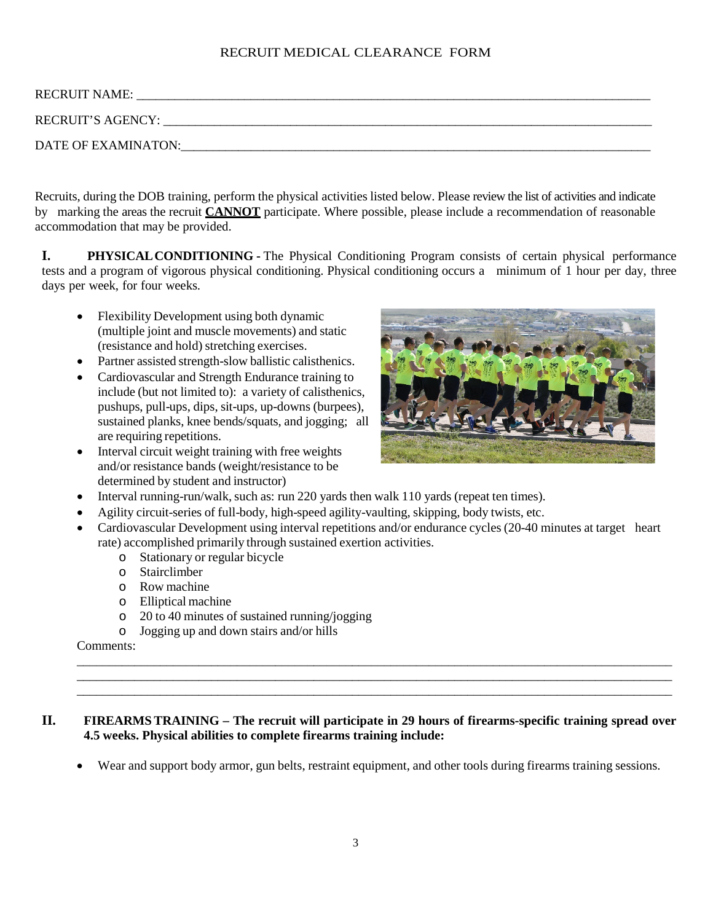RECRUIT MEDICAL CLEARANCE FORM

RECRUIT NAME: ______________________________________________________________________________

RECRUIT'S AGENCY: __________________________________________________________________________

DATE OF EXAMINATON:_________________________________________________________________________

Recruits, during the DOB training, perform the physical activities listed below. Please review the list of activities and indicate by marking the areas the recruit **CANNOT** participate. Where possible, please include a recommendation of reasonable accommodation that may be provided.

**I. PHYSICAL CONDITIONING** - The Physical Conditioning Program consists of certain physical performance tests and a program of vigorous physical conditioning. Physical conditioning occurs a minimum of 1 hour per day, three days per week, for four weeks.

- Flexibility Development using both dynamic (multiple joint and muscle movements) and static (resistance and hold) stretching exercises.
- Partner assisted strength-slow ballistic calisthenics.
- Cardiovascular and Strength Endurance training to include (but not limited to): a variety of calisthenics, pushups, pull-ups, dips, sit-ups, up-downs (burpees), sustained planks, knee bends/squats, and jogging; all are requiring repetitions.
- Interval circuit weight training with free weights and/or resistance bands (weight/resistance to be determined by student and instructor)
- Interval running-run/walk, such as: run 220 yards then walk 110 yards (repeat ten times).
- Agility circuit-series of full-body, high-speed agility-vaulting, skipping, body twists, etc.
- Cardiovascular Development using interval repetitions and/or endurance cycles (20-40 minutes at target heart rate) accomplished primarily through sustained exertion activities.
  - Stationary or regular bicycle
  - Stairclimber
  - Row machine
  - Elliptical machine
  - 20 to 40 minutes of sustained running/jogging
  - Jogging up and down stairs and/or hills

Comments:

______________________________________________________________________________________________

______________________________________________________________________________________________

______________________________________________________________________________________________

**II. FIREARMS TRAINING – The recruit will participate in 29 hours of firearms-specific training spread over 4.5 weeks. Physical abilities to complete firearms training include:**

- Wear and support body armor, gun belts, restraint equipment, and other tools during firearms training sessions.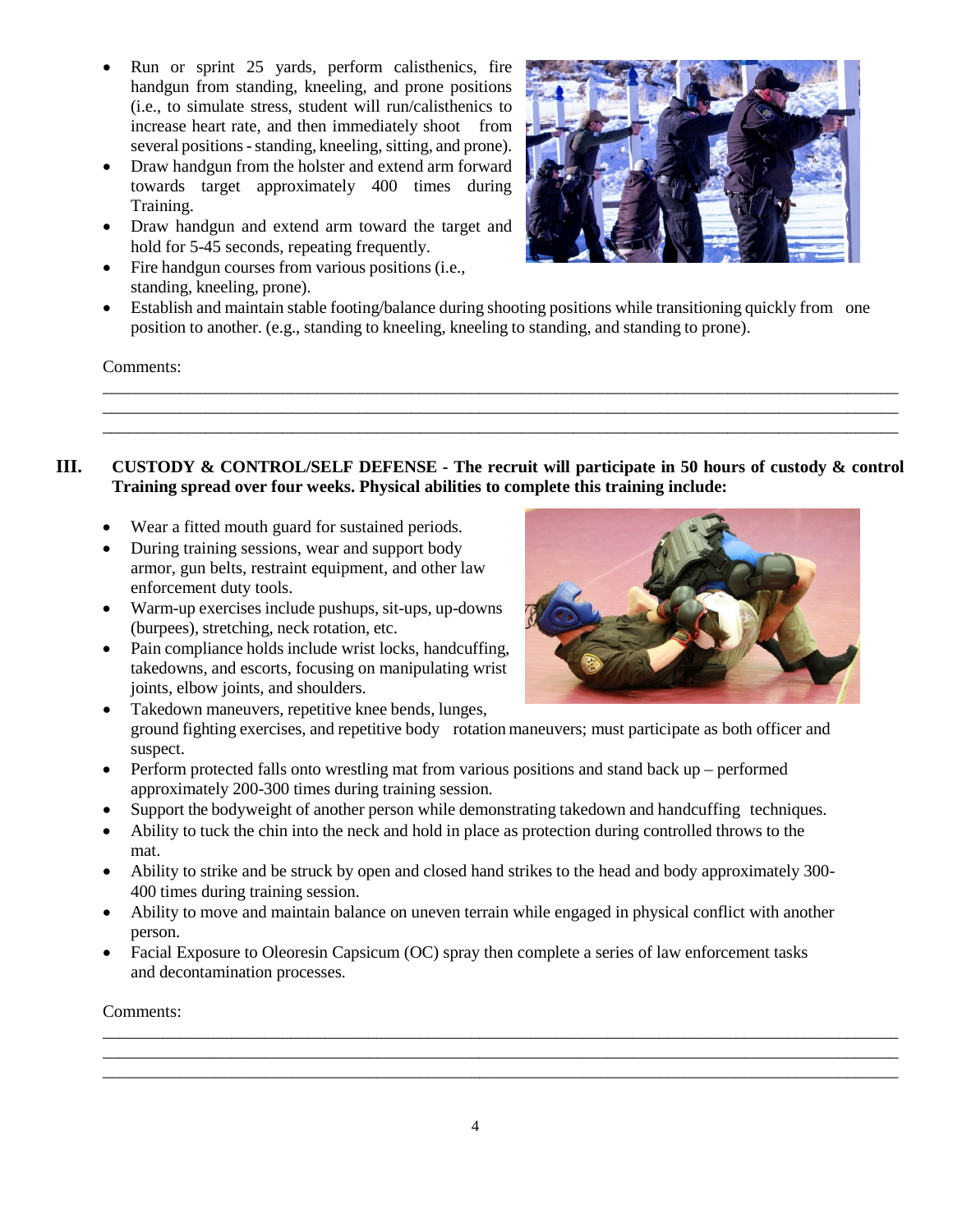- Run or sprint 25 yards, perform calisthenics, fire handgun from standing, kneeling, and prone positions (i.e., to simulate stress, student will run/calisthenics to increase heart rate, and then immediately shoot from several positions - standing, kneeling, sitting, and prone).
- Draw handgun from the holster and extend arm forward towards target approximately 400 times during Training.
- Draw handgun and extend arm toward the target and hold for 5-45 seconds, repeating frequently.
- Fire handgun courses from various positions (i.e., standing, kneeling, prone).
- Establish and maintain stable footing/balance during shooting positions while transitioning quickly from one position to another. (e.g., standing to kneeling, kneeling to standing, and standing to prone).

Comments:

\_\_\_\_\_\_\_\_\_\_\_\_\_\_\_\_\_\_\_\_\_\_\_\_\_\_\_\_\_\_\_\_\_\_\_\_\_\_\_\_\_\_\_\_\_\_\_\_\_\_\_\_\_\_\_\_\_\_\_\_\_\_\_\_\_\_\_\_\_\_\_\_\_\_\_\_\_\_\_\_
\_\_\_\_\_\_\_\_\_\_\_\_\_\_\_\_\_\_\_\_\_\_\_\_\_\_\_\_\_\_\_\_\_\_\_\_\_\_\_\_\_\_\_\_\_\_\_\_\_\_\_\_\_\_\_\_\_\_\_\_\_\_\_\_\_\_\_\_\_\_\_\_\_\_\_\_\_\_\_\_
\_\_\_\_\_\_\_\_\_\_\_\_\_\_\_\_\_\_\_\_\_\_\_\_\_\_\_\_\_\_\_\_\_\_\_\_\_\_\_\_\_\_\_\_\_\_\_\_\_\_\_\_\_\_\_\_\_\_\_\_\_\_\_\_\_\_\_\_\_\_\_\_\_\_\_\_\_\_\_\_

## III. CUSTODY & CONTROL/SELF DEFENSE - The recruit will participate in 50 hours of custody & control Training spread over four weeks. Physical abilities to complete this training include:

- Wear a fitted mouth guard for sustained periods.
- During training sessions, wear and support body armor, gun belts, restraint equipment, and other law enforcement duty tools.
- Warm-up exercises include pushups, sit-ups, up-downs (burpees), stretching, neck rotation, etc.
- Pain compliance holds include wrist locks, handcuffing, takedowns, and escorts, focusing on manipulating wrist joints, elbow joints, and shoulders.
- Takedown maneuvers, repetitive knee bends, lunges, ground fighting exercises, and repetitive body rotation maneuvers; must participate as both officer and suspect.
- Perform protected falls onto wrestling mat from various positions and stand back up – performed approximately 200-300 times during training session.
- Support the bodyweight of another person while demonstrating takedown and handcuffing techniques.
- Ability to tuck the chin into the neck and hold in place as protection during controlled throws to the mat.
- Ability to strike and be struck by open and closed hand strikes to the head and body approximately 300-400 times during training session.
- Ability to move and maintain balance on uneven terrain while engaged in physical conflict with another person.
- Facial Exposure to Oleoresin Capsicum (OC) spray then complete a series of law enforcement tasks and decontamination processes.

Comments:

\_\_\_\_\_\_\_\_\_\_\_\_\_\_\_\_\_\_\_\_\_\_\_\_\_\_\_\_\_\_\_\_\_\_\_\_\_\_\_\_\_\_\_\_\_\_\_\_\_\_\_\_\_\_\_\_\_\_\_\_\_\_\_\_\_\_\_\_\_\_\_\_\_\_\_\_\_\_\_\_
\_\_\_\_\_\_\_\_\_\_\_\_\_\_\_\_\_\_\_\_\_\_\_\_\_\_\_\_\_\_\_\_\_\_\_\_\_\_\_\_\_\_\_\_\_\_\_\_\_\_\_\_\_\_\_\_\_\_\_\_\_\_\_\_\_\_\_\_\_\_\_\_\_\_\_\_\_\_\_\_
\_\_\_\_\_\_\_\_\_\_\_\_\_\_\_\_\_\_\_\_\_\_\_\_\_\_\_\_\_\_\_\_\_\_\_\_\_\_\_\_\_\_\_\_\_\_\_\_\_\_\_\_\_\_\_\_\_\_\_\_\_\_\_\_\_\_\_\_\_\_\_\_\_\_\_\_\_\_\_\_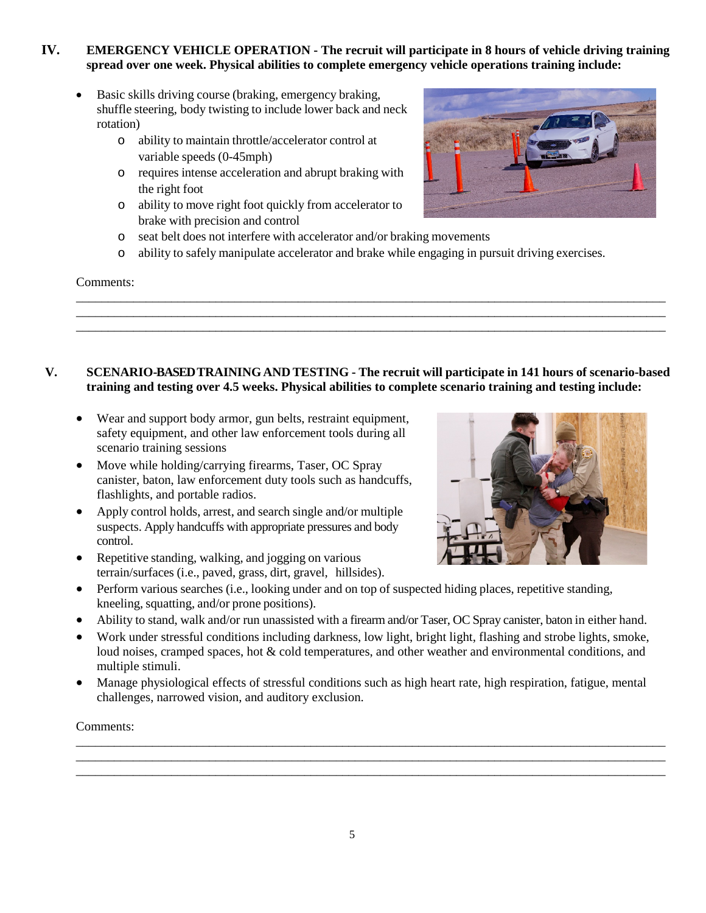## IV. EMERGENCY VEHICLE OPERATION - The recruit will participate in 8 hours of vehicle driving training spread over one week. Physical abilities to complete emergency vehicle operations training include:

- Basic skills driving course (braking, emergency braking, shuffle steering, body twisting to include lower back and neck rotation)
  - ability to maintain throttle/accelerator control at variable speeds (0-45mph)
  - requires intense acceleration and abrupt braking with the right foot
  - ability to move right foot quickly from accelerator to brake with precision and control
  - seat belt does not interfere with accelerator and/or braking movements
  - ability to safely manipulate accelerator and brake while engaging in pursuit driving exercises.

Comments:

______________________________________________________________________________

______________________________________________________________________________

______________________________________________________________________________

## V. SCENARIO-BASED TRAINING AND TESTING - The recruit will participate in 141 hours of scenario-based training and testing over 4.5 weeks. Physical abilities to complete scenario training and testing include:

- Wear and support body armor, gun belts, restraint equipment, safety equipment, and other law enforcement tools during all scenario training sessions
- Move while holding/carrying firearms, Taser, OC Spray canister, baton, law enforcement duty tools such as handcuffs, flashlights, and portable radios.
- Apply control holds, arrest, and search single and/or multiple suspects. Apply handcuffs with appropriate pressures and body control.
- Repetitive standing, walking, and jogging on various terrain/surfaces (i.e., paved, grass, dirt, gravel, hillsides).
- Perform various searches (i.e., looking under and on top of suspected hiding places, repetitive standing, kneeling, squatting, and/or prone positions).
- Ability to stand, walk and/or run unassisted with a firearm and/or Taser, OC Spray canister, baton in either hand.
- Work under stressful conditions including darkness, low light, bright light, flashing and strobe lights, smoke, loud noises, cramped spaces, hot & cold temperatures, and other weather and environmental conditions, and multiple stimuli.
- Manage physiological effects of stressful conditions such as high heart rate, high respiration, fatigue, mental challenges, narrowed vision, and auditory exclusion.

Comments:

______________________________________________________________________________

______________________________________________________________________________

______________________________________________________________________________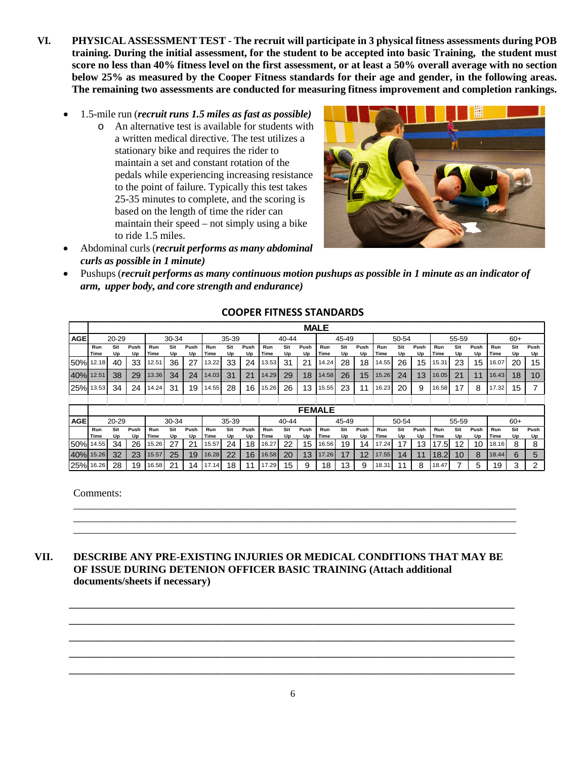**VI. PHYSICAL ASSESSMENT TEST - The recruit will participate in 3 physical fitness assessments during POB training. During the initial assessment, for the student to be accepted into basic Training, the student must score no less than 40% fitness level on the first assessment, or at least a 50% overall average with no section below 25% as measured by the Cooper Fitness standards for their age and gender, in the following areas. The remaining two assessments are conducted for measuring fitness improvement and completion rankings.**

- 1.5-mile run (***recruit runs 1.5 miles as fast as possible)***
  - An alternative test is available for students with a written medical directive. The test utilizes a stationary bike and requires the rider to maintain a set and constant rotation of the pedals while experiencing increasing resistance to the point of failure. Typically this test takes 25-35 minutes to complete, and the scoring is based on the length of time the rider can maintain their speed – not simply using a bike to ride 1.5 miles.
- Abdominal curls (***recruit performs as many abdominal curls as possible in 1 minute)***
- Pushups (***recruit performs as many continuous motion pushups as possible in 1 minute as an indicator of arm, upper body, and core strength and endurance)***

**COOPER FITNESS STANDARDS**

| | MALE | | | | | | | | | | | | | | | | | | | | | | | |
|---|---|---|---|---|---|---|---|---|---|---|---|---|---|---|---|---|---|---|---|---|---|---|---|---|
| AGE | 20-29 | | | 30-34 | | | 35-39 | | | 40-44 | | | 45-49 | | | 50-54 | | | 55-59 | | | 60+ | | |
| | Run Time | Sit Up | Push Up | Run Time | Sit Up | Push Up | Run Time | Sit Up | Push Up | Run Time | Sit Up | Push Up | Run Time | Sit Up | Push Up | Run Time | Sit Up | Push Up | Run Time | Sit Up | Push Up | Run Time | Sit Up | Push Up |
| 50% | 12.18 | 40 | 33 | 12.51 | 36 | 27 | 13.22 | 33 | 24 | 13.53 | 31 | 21 | 14.24 | 28 | 18 | 14.55 | 26 | 15 | 15.31 | 23 | 15 | 16.07 | 20 | 15 |
| 40% | 12.51 | 38 | 29 | 13.36 | 34 | 24 | 14.03 | 31 | 21 | 14.29 | 29 | 18 | 14.58 | 26 | 15 | 15.26 | 24 | 13 | 16.05 | 21 | 11 | 16.43 | 18 | 10 |
| 25% | 13.53 | 34 | 24 | 14.24 | 31 | 19 | 14.55 | 28 | 16 | 15.26 | 26 | 13 | 15.55 | 23 | 11 | 16.23 | 20 | 9 | 16.58 | 17 | 8 | 17.32 | 15 | 7 |
| | FEMALE | | | | | | | | | | | | | | | | | | | | | | | |
| AGE | 20-29 | | | 30-34 | | | 35-39 | | | 40-44 | | | 45-49 | | | 50-54 | | | 55-59 | | | 60+ | | |
| | Run Time | Sit Up | Push Up | Run Time | Sit Up | Push Up | Run Time | Sit Up | Push Up | Run Time | Sit Up | Push Up | Run Time | Sit Up | Push Up | Run Time | Sit Up | Push Up | Run Time | Sit Up | Push Up | Run Time | Sit Up | Push Up |
| 50% | 14.55 | 34 | 26 | 15.26 | 27 | 21 | 15.57 | 24 | 18 | 16.27 | 22 | 15 | 16.56 | 19 | 14 | 17.24 | 17 | 13 | 17.5 | 12 | 10 | 18.16 | 8 | 8 |
| 40% | 15.26 | 32 | 23 | 15.57 | 25 | 19 | 16.28 | 22 | 16 | 16.58 | 20 | 13 | 17.26 | 17 | 12 | 17.55 | 14 | 11 | 18.2 | 10 | 8 | 18.44 | 6 | 5 |
| 25% | 16.26 | 28 | 19 | 16.58 | 21 | 14 | 17.14 | 18 | 11 | 17.29 | 15 | 9 | 18 | 13 | 9 | 18.31 | 11 | 8 | 18.47 | 7 | 5 | 19 | 3 | 2 |

Comments:
___________________________________________________________________________________
___________________________________________________________________________________
___________________________________________________________________________________

**VII. DESCRIBE ANY PRE-EXISTING INJURIES OR MEDICAL CONDITIONS THAT MAY BE OF ISSUE DURING DETENION OFFICER BASIC TRAINING (Attach additional documents/sheets if necessary)**

___________________________________________________________________________________
___________________________________________________________________________________
___________________________________________________________________________________
___________________________________________________________________________________
___________________________________________________________________________________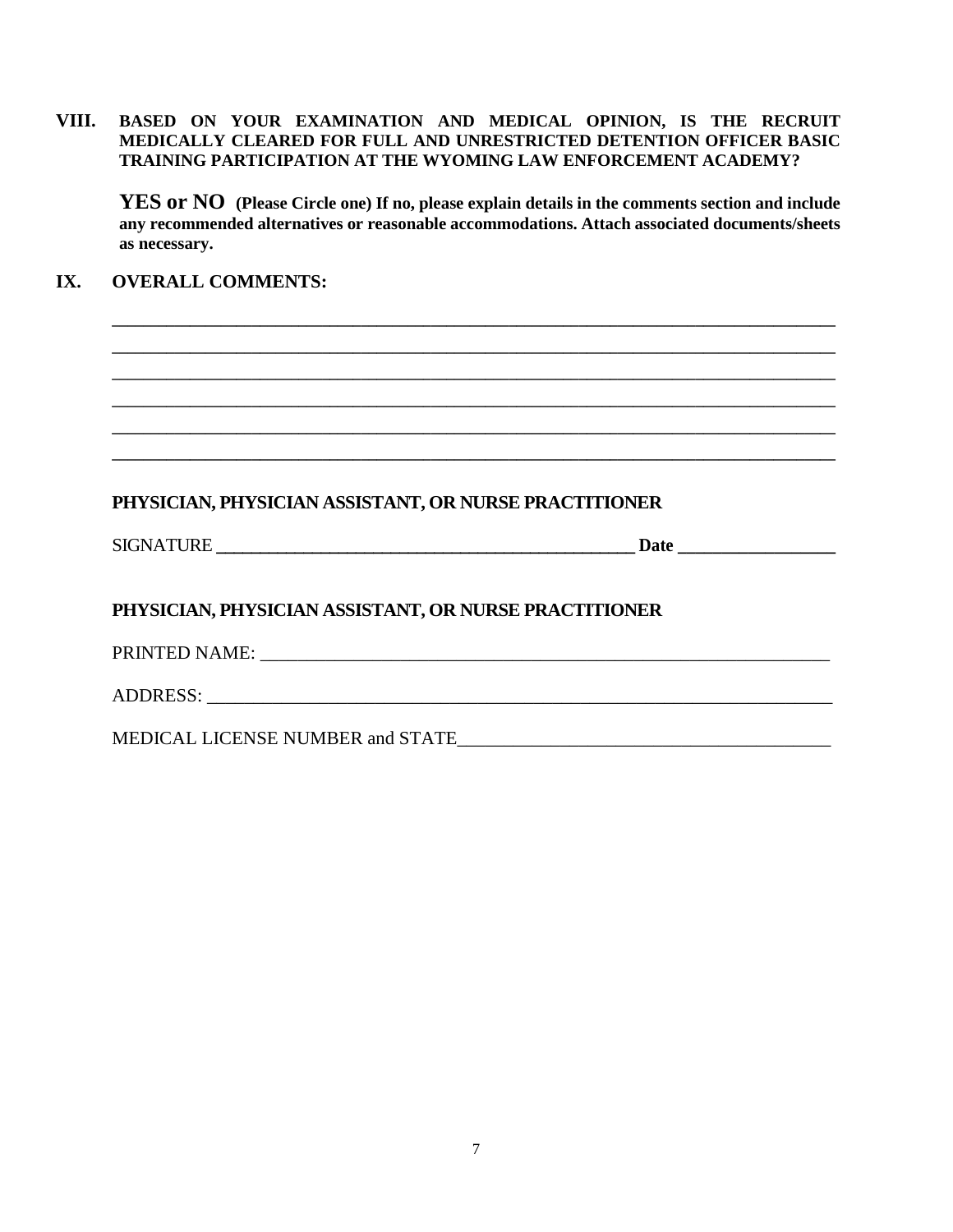**VIII. BASED ON YOUR EXAMINATION AND MEDICAL OPINION, IS THE RECRUIT MEDICALLY CLEARED FOR FULL AND UNRESTRICTED DETENTION OFFICER BASIC TRAINING PARTICIPATION AT THE WYOMING LAW ENFORCEMENT ACADEMY?**

**YES or NO (Please Circle one) If no, please explain details in the comments section and include any recommended alternatives or reasonable accommodations. Attach associated documents/sheets as necessary.**

**IX. OVERALL COMMENTS:**

______________________________________________________________________________

______________________________________________________________________________

______________________________________________________________________________

______________________________________________________________________________

______________________________________________________________________________

______________________________________________________________________________

**PHYSICIAN, PHYSICIAN ASSISTANT, OR NURSE PRACTITIONER**

SIGNATURE ______________________________________________ **Date** _________________

**PHYSICIAN, PHYSICIAN ASSISTANT, OR NURSE PRACTITIONER**

PRINTED NAME: _______________________________________________________________

ADDRESS: ____________________________________________________________________

MEDICAL LICENSE NUMBER and STATE_________________________________________